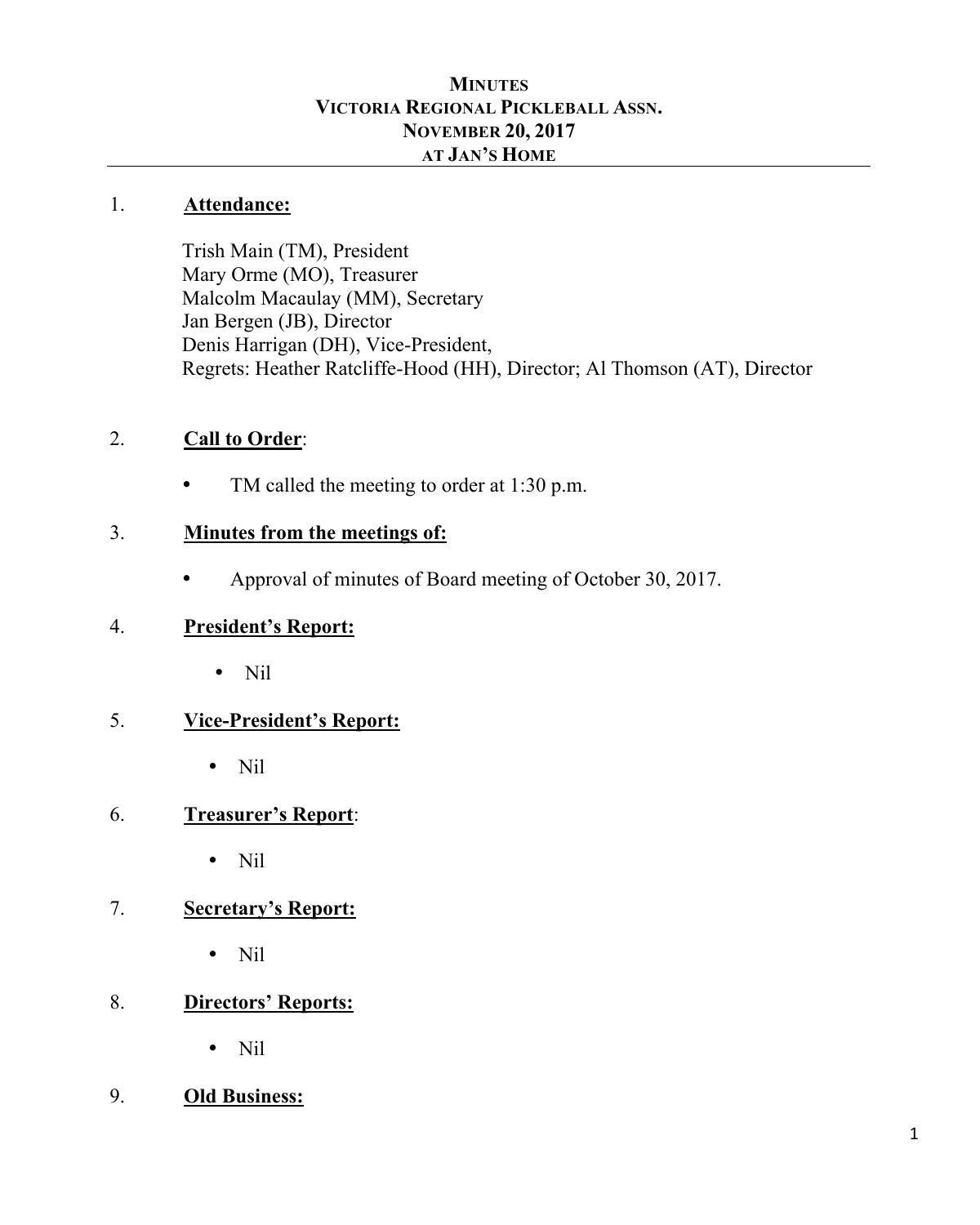# MINUTES
# VICTORIA REGIONAL PICKLEBALL ASSN.
# NOVEMBER 20, 2017
# AT JAN'S HOME

---

1. **Attendance:**

   Trish Main (TM), President
   Mary Orme (MO), Treasurer
   Malcolm Macaulay (MM), Secretary
   Jan Bergen (JB), Director
   Denis Harrigan (DH), Vice-President,
   Regrets: Heather Ratcliffe-Hood (HH), Director; Al Thomson (AT), Director

2. **Call to Order**:

   - TM called the meeting to order at 1:30 p.m.

3. **Minutes from the meetings of:**

   - Approval of minutes of Board meeting of October 30, 2017.

4. **President's Report:**

   - Nil

5. **Vice-President's Report:**

   - Nil

6. **Treasurer's Report**:

   - Nil

7. **Secretary's Report:**

   - Nil

8. **Directors' Reports:**

   - Nil

9. **Old Business:**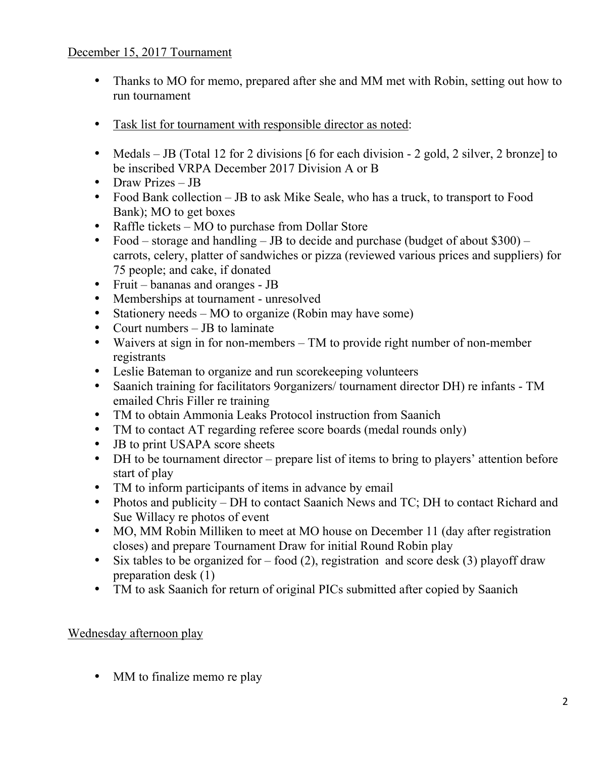December 15, 2017 Tournament

- Thanks to MO for memo, prepared after she and MM met with Robin, setting out how to run tournament

- Task list for tournament with responsible director as noted:

- Medals – JB (Total 12 for 2 divisions [6 for each division - 2 gold, 2 silver, 2 bronze] to be inscribed VRPA December 2017 Division A or B
- Draw Prizes – JB
- Food Bank collection – JB to ask Mike Seale, who has a truck, to transport to Food Bank); MO to get boxes
- Raffle tickets – MO to purchase from Dollar Store
- Food – storage and handling – JB to decide and purchase (budget of about $300) – carrots, celery, platter of sandwiches or pizza (reviewed various prices and suppliers) for 75 people; and cake, if donated
- Fruit – bananas and oranges - JB
- Memberships at tournament - unresolved
- Stationery needs – MO to organize (Robin may have some)
- Court numbers – JB to laminate
- Waivers at sign in for non-members – TM to provide right number of non-member registrants
- Leslie Bateman to organize and run scorekeeping volunteers
- Saanich training for facilitators 9organizers/ tournament director DH) re infants - TM emailed Chris Filler re training
- TM to obtain Ammonia Leaks Protocol instruction from Saanich
- TM to contact AT regarding referee score boards (medal rounds only)
- JB to print USAPA score sheets
- DH to be tournament director – prepare list of items to bring to players' attention before start of play
- TM to inform participants of items in advance by email
- Photos and publicity – DH to contact Saanich News and TC; DH to contact Richard and Sue Willacy re photos of event
- MO, MM Robin Milliken to meet at MO house on December 11 (day after registration closes) and prepare Tournament Draw for initial Round Robin play
- Six tables to be organized for – food (2), registration and score desk (3) playoff draw preparation desk (1)
- TM to ask Saanich for return of original PICs submitted after copied by Saanich

Wednesday afternoon play

- MM to finalize memo re play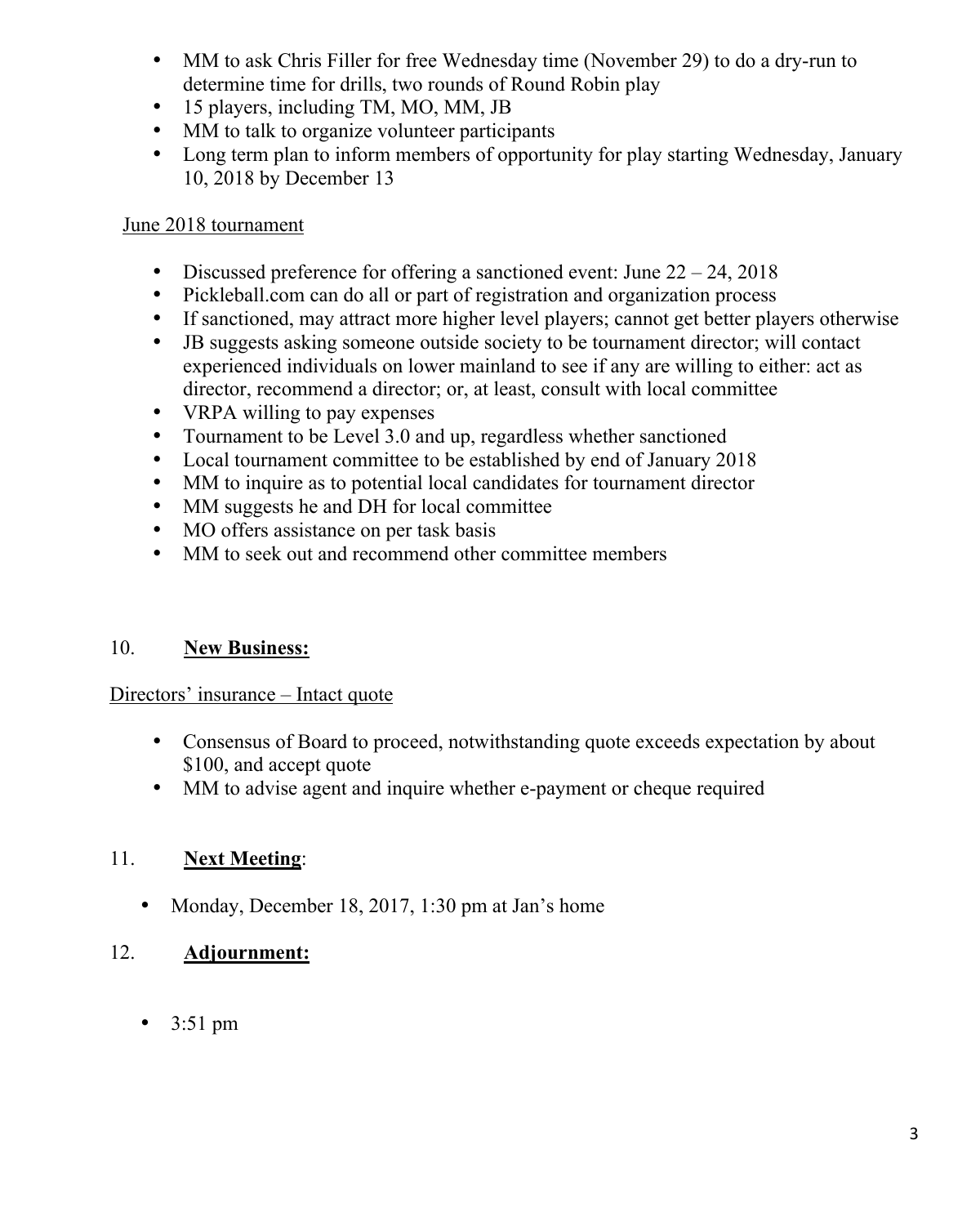- MM to ask Chris Filler for free Wednesday time (November 29) to do a dry-run to determine time for drills, two rounds of Round Robin play
- 15 players, including TM, MO, MM, JB
- MM to talk to organize volunteer participants
- Long term plan to inform members of opportunity for play starting Wednesday, January 10, 2018 by December 13

June 2018 tournament

- Discussed preference for offering a sanctioned event: June 22 – 24, 2018
- Pickleball.com can do all or part of registration and organization process
- If sanctioned, may attract more higher level players; cannot get better players otherwise
- JB suggests asking someone outside society to be tournament director; will contact experienced individuals on lower mainland to see if any are willing to either: act as director, recommend a director; or, at least, consult with local committee
- VRPA willing to pay expenses
- Tournament to be Level 3.0 and up, regardless whether sanctioned
- Local tournament committee to be established by end of January 2018
- MM to inquire as to potential local candidates for tournament director
- MM suggests he and DH for local committee
- MO offers assistance on per task basis
- MM to seek out and recommend other committee members

10. **New Business:**

Directors' insurance – Intact quote

- Consensus of Board to proceed, notwithstanding quote exceeds expectation by about $100, and accept quote
- MM to advise agent and inquire whether e-payment or cheque required

11. **Next Meeting**:

- Monday, December 18, 2017, 1:30 pm at Jan's home

12. **Adjournment:**

- 3:51 pm